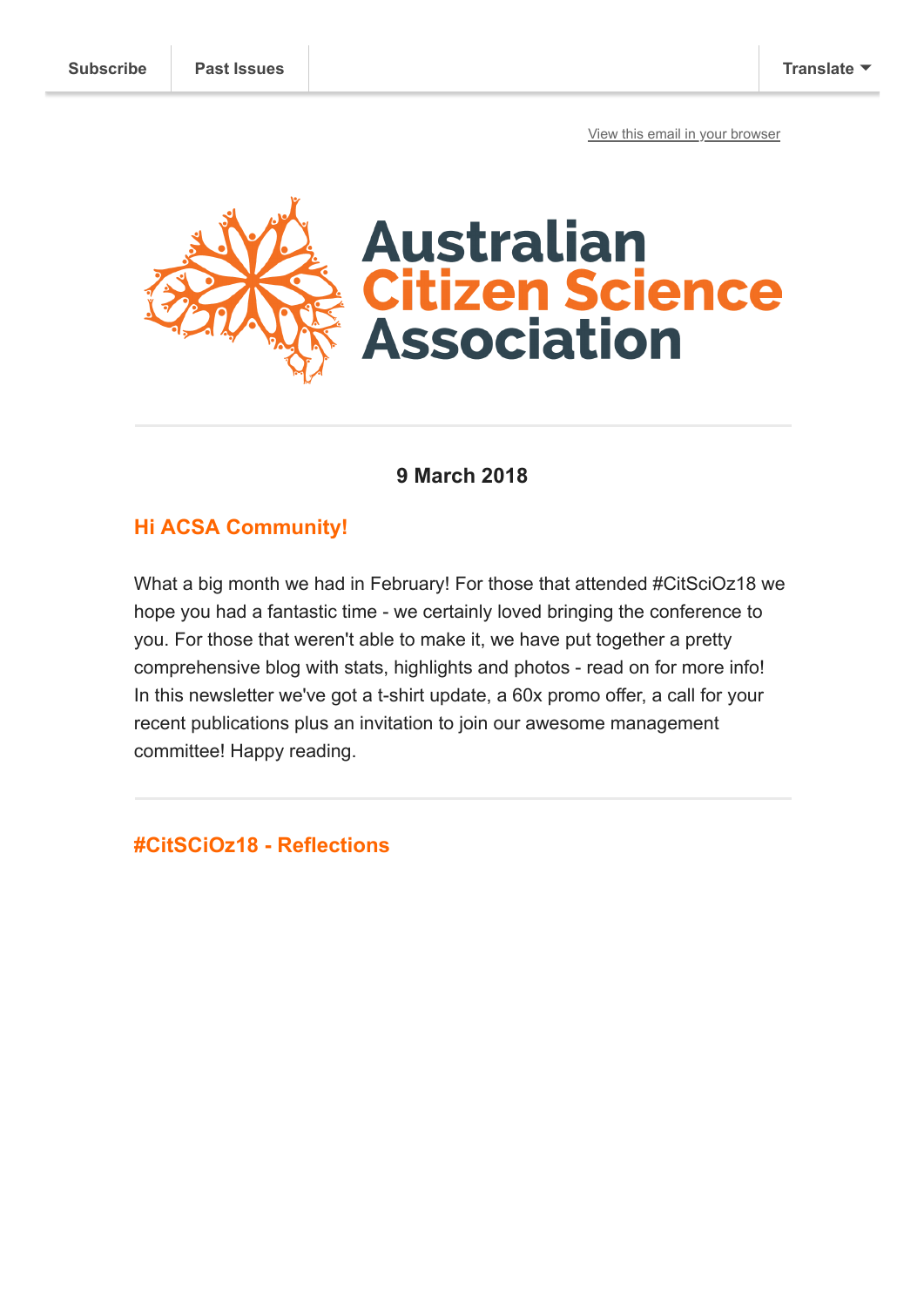Subscribe | Past Issues | Translate

View this email in your browser

# Australian Citizen Science Association

**9 March 2018**

## Hi ACSA Community!

What a big month we had in February! For those that attended #CitSciOz18 we hope you had a fantastic time - we certainly loved bringing the conference to you. For those that weren't able to make it, we have put together a pretty comprehensive blog with stats, highlights and photos - read on for more info! In this newsletter we've got a t-shirt update, a 60x promo offer, a call for your recent publications plus an invitation to join our awesome management committee! Happy reading.

---

## #CitSCiOz18 - Reflections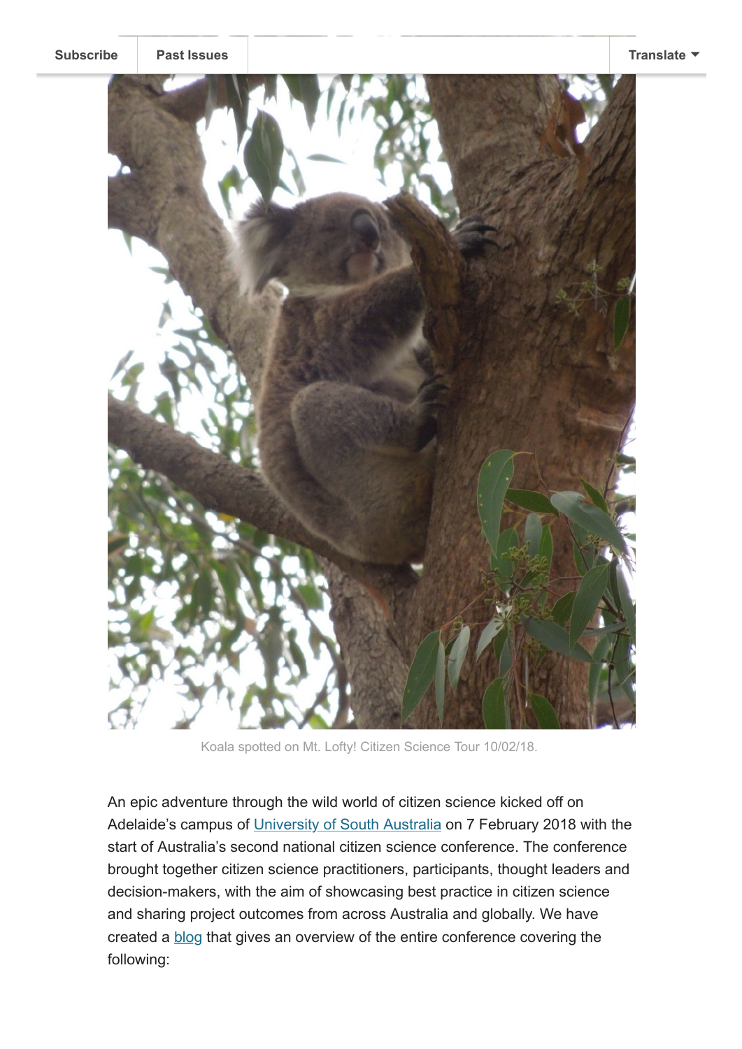Koala spotted on Mt. Lofty! Citizen Science Tour 10/02/18.

An epic adventure through the wild world of citizen science kicked off on Adelaide's campus of [University of South Australia](#) on 7 February 2018 with the start of Australia's second national citizen science conference. The conference brought together citizen science practitioners, participants, thought leaders and decision-makers, with the aim of showcasing best practice in citizen science and sharing project outcomes from across Australia and globally. We have created a [blog](#) that gives an overview of the entire conference covering the following: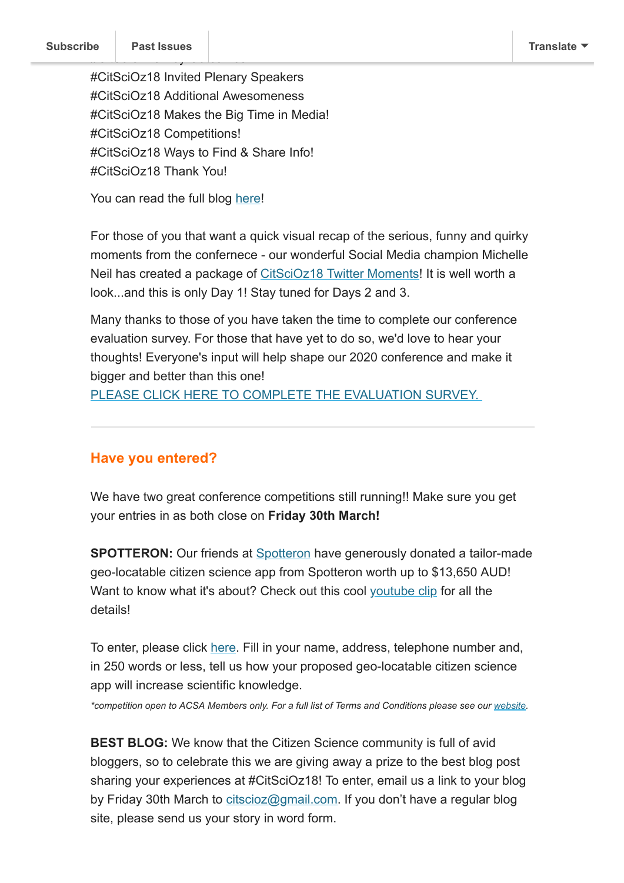#CitSciOz18 Invited Plenary Speakers
#CitSciOz18 Additional Awesomeness
#CitSciOz18 Makes the Big Time in Media!
#CitSciOz18 Competitions!
#CitSciOz18 Ways to Find & Share Info!
#CitSciOz18 Thank You!

You can read the full blog here!

For those of you that want a quick visual recap of the serious, funny and quirky moments from the confernece - our wonderful Social Media champion Michelle Neil has created a package of CitSciOz18 Twitter Moments! It is well worth a look...and this is only Day 1! Stay tuned for Days 2 and 3.

Many thanks to those of you have taken the time to complete our conference evaluation survey. For those that have yet to do so, we'd love to hear your thoughts! Everyone's input will help shape our 2020 conference and make it bigger and better than this one!
PLEASE CLICK HERE TO COMPLETE THE EVALUATION SURVEY.

---

## Have you entered?

We have two great conference competitions still running!! Make sure you get your entries in as both close on **Friday 30th March!**

**SPOTTERON:** Our friends at Spotteron have generously donated a tailor-made geo-locatable citizen science app from Spotteron worth up to $13,650 AUD! Want to know what it's about? Check out this cool youtube clip for all the details!

To enter, please click here. Fill in your name, address, telephone number and, in 250 words or less, tell us how your proposed geo-locatable citizen science app will increase scientific knowledge.

*\*competition open to ACSA Members only. For a full list of Terms and Conditions please see our website.*

**BEST BLOG:** We know that the Citizen Science community is full of avid bloggers, so to celebrate this we are giving away a prize to the best blog post sharing your experiences at #CitSciOz18! To enter, email us a link to your blog by Friday 30th March to citscioz@gmail.com. If you don't have a regular blog site, please send us your story in word form.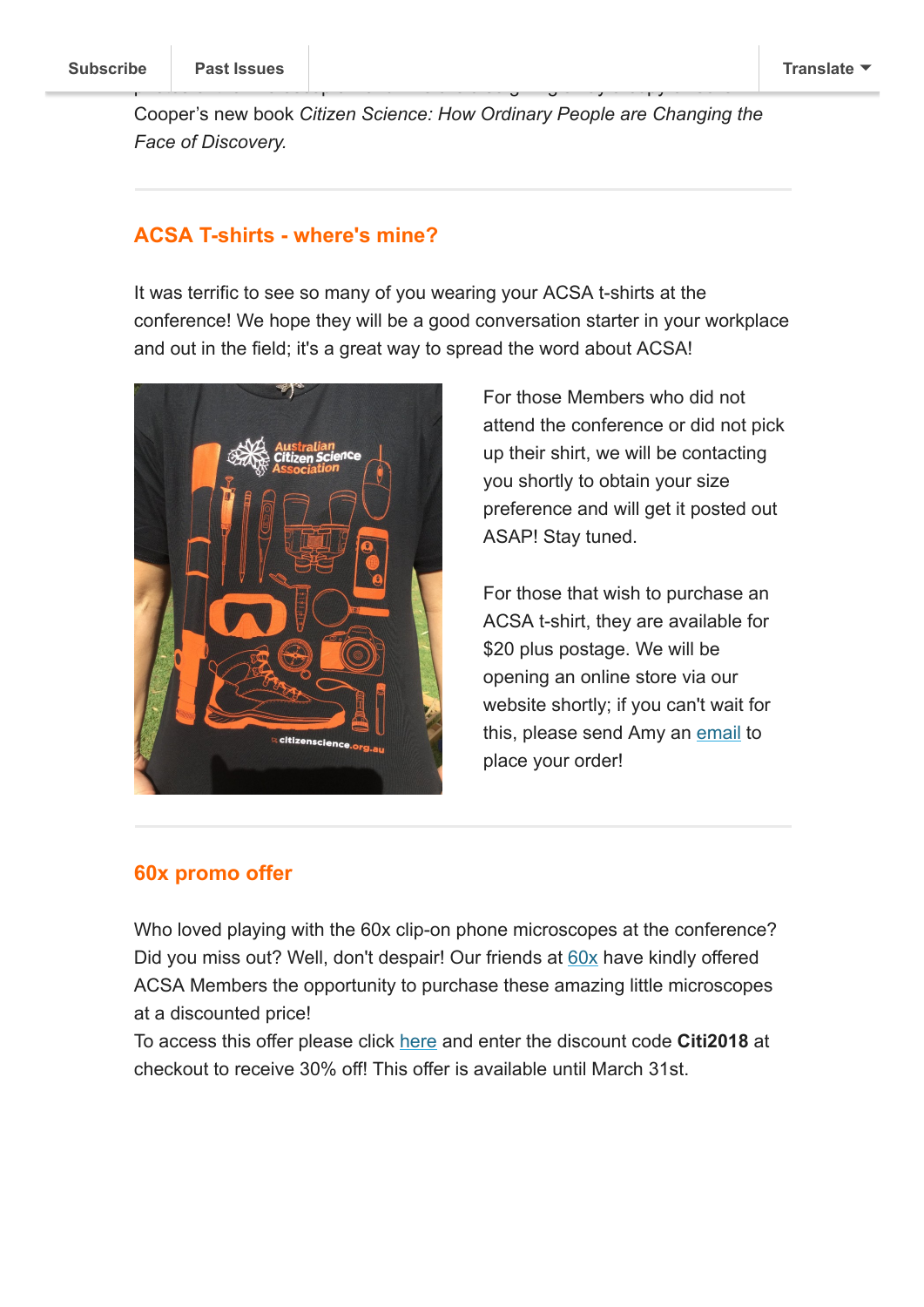Cooper's new book *Citizen Science: How Ordinary People are Changing the Face of Discovery.*

---

## ACSA T-shirts - where's mine?

It was terrific to see so many of you wearing your ACSA t-shirts at the conference! We hope they will be a good conversation starter in your workplace and out in the field; it's a great way to spread the word about ACSA!

For those Members who did not attend the conference or did not pick up their shirt, we will be contacting you shortly to obtain your size preference and will get it posted out ASAP! Stay tuned.

For those that wish to purchase an ACSA t-shirt, they are available for $20 plus postage. We will be opening an online store via our website shortly; if you can't wait for this, please send Amy an email to place your order!

---

## 60x promo offer

Who loved playing with the 60x clip-on phone microscopes at the conference? Did you miss out? Well, don't despair! Our friends at 60x have kindly offered ACSA Members the opportunity to purchase these amazing little microscopes at a discounted price!

To access this offer please click here and enter the discount code **Citi2018** at checkout to receive 30% off! This offer is available until March 31st.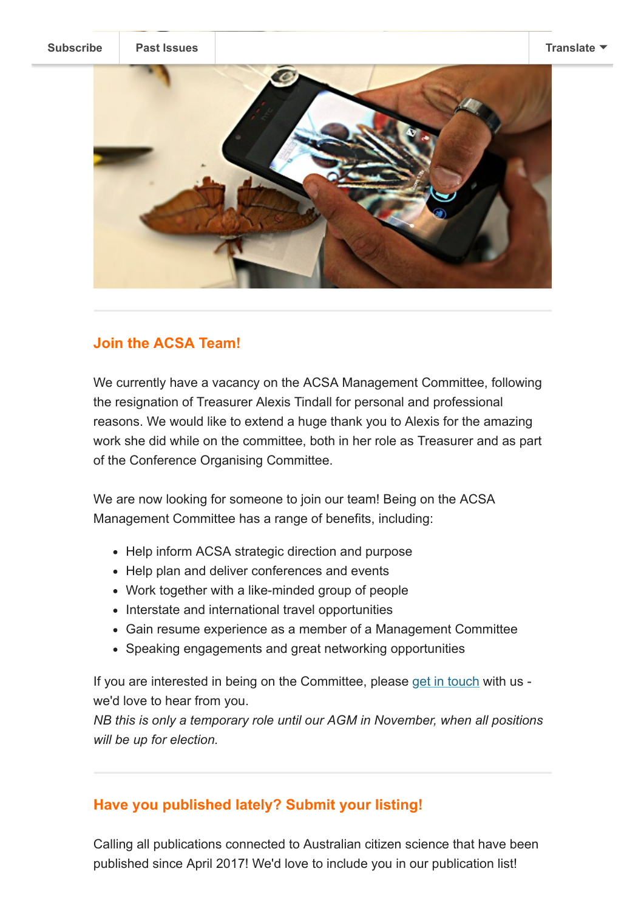## Join the ACSA Team!

We currently have a vacancy on the ACSA Management Committee, following the resignation of Treasurer Alexis Tindall for personal and professional reasons. We would like to extend a huge thank you to Alexis for the amazing work she did while on the committee, both in her role as Treasurer and as part of the Conference Organising Committee.

We are now looking for someone to join our team! Being on the ACSA Management Committee has a range of benefits, including:

- Help inform ACSA strategic direction and purpose
- Help plan and deliver conferences and events
- Work together with a like-minded group of people
- Interstate and international travel opportunities
- Gain resume experience as a member of a Management Committee
- Speaking engagements and great networking opportunities

If you are interested in being on the Committee, please get in touch with us - we'd love to hear from you.
*NB this is only a temporary role until our AGM in November, when all positions will be up for election.*

## Have you published lately? Submit your listing!

Calling all publications connected to Australian citizen science that have been published since April 2017! We'd love to include you in our publication list!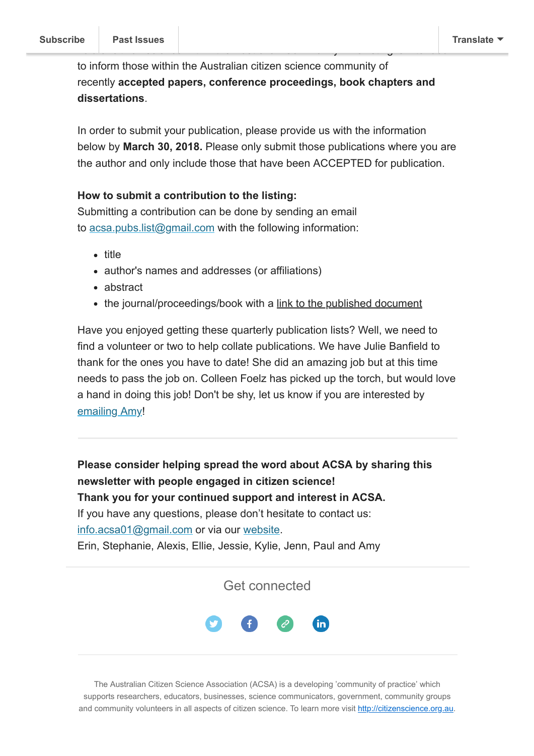to inform those within the Australian citizen science community of recently **accepted papers, conference proceedings, book chapters and dissertations**.

In order to submit your publication, please provide us with the information below by **March 30, 2018.** Please only submit those publications where you are the author and only include those that have been ACCEPTED for publication.

**How to submit a contribution to the listing:**
Submitting a contribution can be done by sending an email to acsa.pubs.list@gmail.com with the following information:

- title
- author's names and addresses (or affiliations)
- abstract
- the journal/proceedings/book with a link to the published document

Have you enjoyed getting these quarterly publication lists? Well, we need to find a volunteer or two to help collate publications. We have Julie Banfield to thank for the ones you have to date! She did an amazing job but at this time needs to pass the job on. Colleen Foelz has picked up the torch, but would love a hand in doing this job! Don't be shy, let us know if you are interested by emailing Amy!

---

**Please consider helping spread the word about ACSA by sharing this newsletter with people engaged in citizen science!**
**Thank you for your continued support and interest in ACSA.**
If you have any questions, please don't hesitate to contact us: info.acsa01@gmail.com or via our website.
Erin, Stephanie, Alexis, Ellie, Jessie, Kylie, Jenn, Paul and Amy

---

Get connected

---

The Australian Citizen Science Association (ACSA) is a developing 'community of practice' which supports researchers, educators, businesses, science communicators, government, community groups and community volunteers in all aspects of citizen science. To learn more visit http://citizenscience.org.au.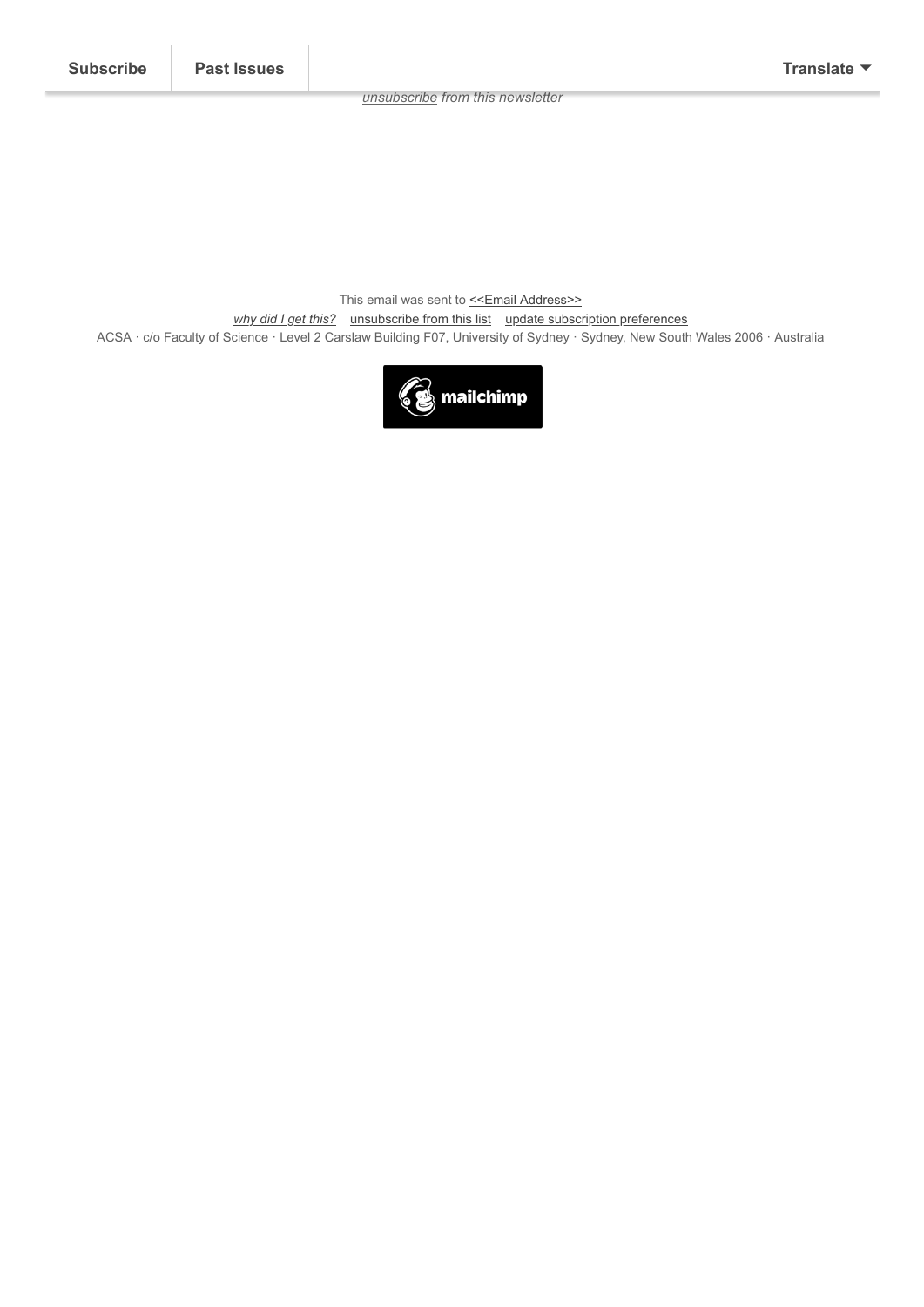Subscribe | Past Issues | Translate

*unsubscribe from this newsletter*

This email was sent to <<Email Address>>

*why did I get this?* unsubscribe from this list update subscription preferences

ACSA · c/o Faculty of Science · Level 2 Carslaw Building F07, University of Sydney · Sydney, New South Wales 2006 · Australia

mailchimp